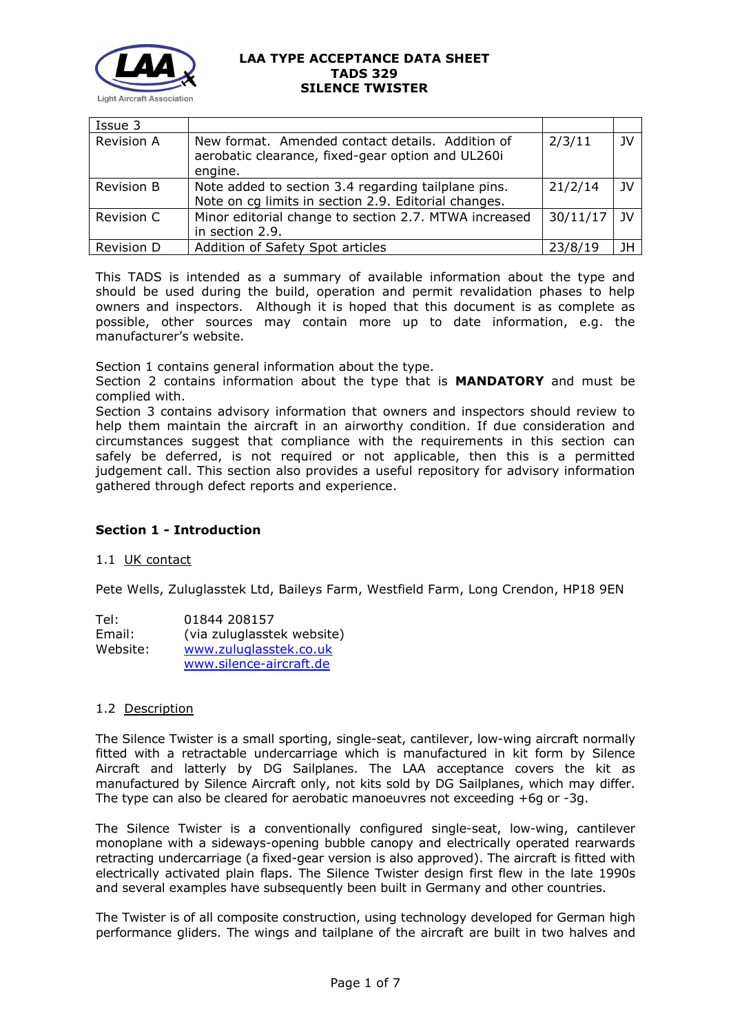**LAA TYPE ACCEPTANCE DATA SHEET**
**TADS 329**
**SILENCE TWISTER**

| Issue 3 | | | |
|---|---|---|---|
| Revision A | New format. Amended contact details. Addition of aerobatic clearance, fixed-gear option and UL260i engine. | 2/3/11 | JV |
| Revision B | Note added to section 3.4 regarding tailplane pins. Note on cg limits in section 2.9. Editorial changes. | 21/2/14 | JV |
| Revision C | Minor editorial change to section 2.7. MTWA increased in section 2.9. | 30/11/17 | JV |
| Revision D | Addition of Safety Spot articles | 23/8/19 | JH |

This TADS is intended as a summary of available information about the type and should be used during the build, operation and permit revalidation phases to help owners and inspectors. Although it is hoped that this document is as complete as possible, other sources may contain more up to date information, e.g. the manufacturer's website.

Section 1 contains general information about the type.
Section 2 contains information about the type that is **MANDATORY** and must be complied with.
Section 3 contains advisory information that owners and inspectors should review to help them maintain the aircraft in an airworthy condition. If due consideration and circumstances suggest that compliance with the requirements in this section can safely be deferred, is not required or not applicable, then this is a permitted judgement call. This section also provides a useful repository for advisory information gathered through defect reports and experience.

## Section 1 - Introduction

### 1.1 UK contact

Pete Wells, Zuluglasstek Ltd, Baileys Farm, Westfield Farm, Long Crendon, HP18 9EN

| | |
|---|---|
| Tel: | 01844 208157 |
| Email: | (via zuluglasstek website) |
| Website: | www.zuluglasstek.co.uk<br>www.silence-aircraft.de |

### 1.2 Description

The Silence Twister is a small sporting, single-seat, cantilever, low-wing aircraft normally fitted with a retractable undercarriage which is manufactured in kit form by Silence Aircraft and latterly by DG Sailplanes. The LAA acceptance covers the kit as manufactured by Silence Aircraft only, not kits sold by DG Sailplanes, which may differ. The type can also be cleared for aerobatic manoeuvres not exceeding +6g or -3g.

The Silence Twister is a conventionally configured single-seat, low-wing, cantilever monoplane with a sideways-opening bubble canopy and electrically operated rearwards retracting undercarriage (a fixed-gear version is also approved). The aircraft is fitted with electrically activated plain flaps. The Silence Twister design first flew in the late 1990s and several examples have subsequently been built in Germany and other countries.

The Twister is of all composite construction, using technology developed for German high performance gliders. The wings and tailplane of the aircraft are built in two halves and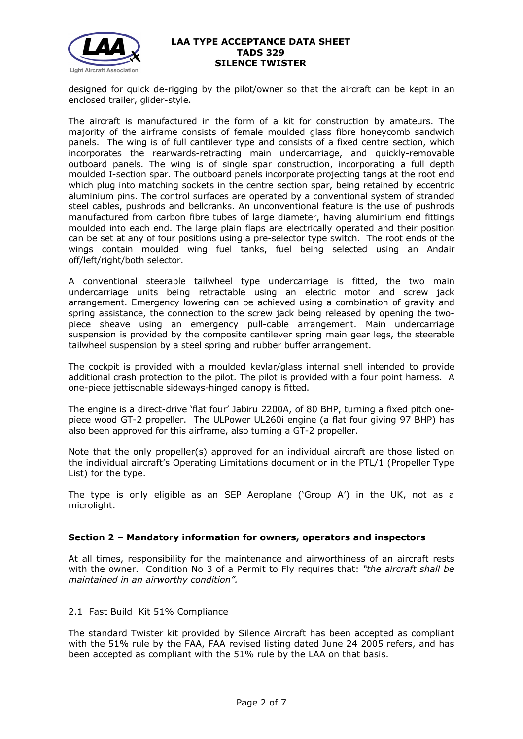designed for quick de-rigging by the pilot/owner so that the aircraft can be kept in an enclosed trailer, glider-style.

The aircraft is manufactured in the form of a kit for construction by amateurs. The majority of the airframe consists of female moulded glass fibre honeycomb sandwich panels. The wing is of full cantilever type and consists of a fixed centre section, which incorporates the rearwards-retracting main undercarriage, and quickly-removable outboard panels. The wing is of single spar construction, incorporating a full depth moulded I-section spar. The outboard panels incorporate projecting tangs at the root end which plug into matching sockets in the centre section spar, being retained by eccentric aluminium pins. The control surfaces are operated by a conventional system of stranded steel cables, pushrods and bellcranks. An unconventional feature is the use of pushrods manufactured from carbon fibre tubes of large diameter, having aluminium end fittings moulded into each end. The large plain flaps are electrically operated and their position can be set at any of four positions using a pre-selector type switch. The root ends of the wings contain moulded wing fuel tanks, fuel being selected using an Andair off/left/right/both selector.

A conventional steerable tailwheel type undercarriage is fitted, the two main undercarriage units being retractable using an electric motor and screw jack arrangement. Emergency lowering can be achieved using a combination of gravity and spring assistance, the connection to the screw jack being released by opening the two-piece sheave using an emergency pull-cable arrangement. Main undercarriage suspension is provided by the composite cantilever spring main gear legs, the steerable tailwheel suspension by a steel spring and rubber buffer arrangement.

The cockpit is provided with a moulded kevlar/glass internal shell intended to provide additional crash protection to the pilot. The pilot is provided with a four point harness. A one-piece jettisonable sideways-hinged canopy is fitted.

The engine is a direct-drive 'flat four' Jabiru 2200A, of 80 BHP, turning a fixed pitch one-piece wood GT-2 propeller. The ULPower UL260i engine (a flat four giving 97 BHP) has also been approved for this airframe, also turning a GT-2 propeller.

Note that the only propeller(s) approved for an individual aircraft are those listed on the individual aircraft's Operating Limitations document or in the PTL/1 (Propeller Type List) for the type.

The type is only eligible as an SEP Aeroplane ('Group A') in the UK, not as a microlight.

## Section 2 – Mandatory information for owners, operators and inspectors

At all times, responsibility for the maintenance and airworthiness of an aircraft rests with the owner. Condition No 3 of a Permit to Fly requires that: *"the aircraft shall be maintained in an airworthy condition".*

### 2.1 Fast Build Kit 51% Compliance

The standard Twister kit provided by Silence Aircraft has been accepted as compliant with the 51% rule by the FAA, FAA revised listing dated June 24 2005 refers, and has been accepted as compliant with the 51% rule by the LAA on that basis.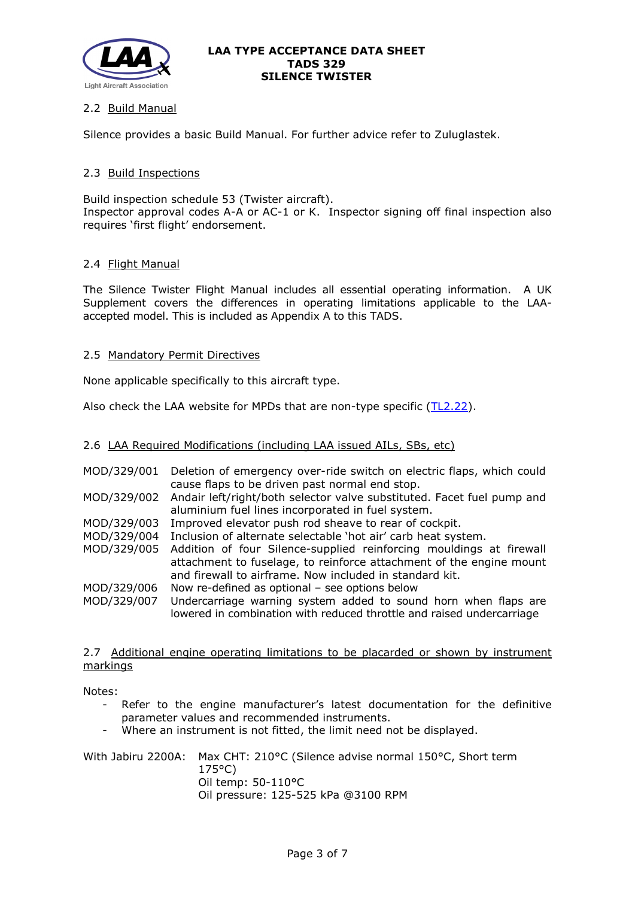### 2.2 Build Manual

Silence provides a basic Build Manual. For further advice refer to Zuluglastek.

### 2.3 Build Inspections

Build inspection schedule 53 (Twister aircraft).
Inspector approval codes A-A or AC-1 or K. Inspector signing off final inspection also requires 'first flight' endorsement.

### 2.4 Flight Manual

The Silence Twister Flight Manual includes all essential operating information. A UK Supplement covers the differences in operating limitations applicable to the LAA-accepted model. This is included as Appendix A to this TADS.

### 2.5 Mandatory Permit Directives

None applicable specifically to this aircraft type.

Also check the LAA website for MPDs that are non-type specific (TL2.22).

### 2.6 LAA Required Modifications (including LAA issued AILs, SBs, etc)

| | |
|---|---|
| MOD/329/001 | Deletion of emergency over-ride switch on electric flaps, which could cause flaps to be driven past normal end stop. |
| MOD/329/002 | Andair left/right/both selector valve substituted. Facet fuel pump and aluminium fuel lines incorporated in fuel system. |
| MOD/329/003 | Improved elevator push rod sheave to rear of cockpit. |
| MOD/329/004 | Inclusion of alternate selectable 'hot air' carb heat system. |
| MOD/329/005 | Addition of four Silence-supplied reinforcing mouldings at firewall attachment to fuselage, to reinforce attachment of the engine mount and firewall to airframe. Now included in standard kit. |
| MOD/329/006 | Now re-defined as optional – see options below |
| MOD/329/007 | Undercarriage warning system added to sound horn when flaps are lowered in combination with reduced throttle and raised undercarriage |

### 2.7 Additional engine operating limitations to be placarded or shown by instrument markings

Notes:

- Refer to the engine manufacturer's latest documentation for the definitive parameter values and recommended instruments.
- Where an instrument is not fitted, the limit need not be displayed.

With Jabiru 2200A:
- Max CHT: 210°C (Silence advise normal 150°C, Short term 175°C)
- Oil temp: 50-110°C
- Oil pressure: 125-525 kPa @3100 RPM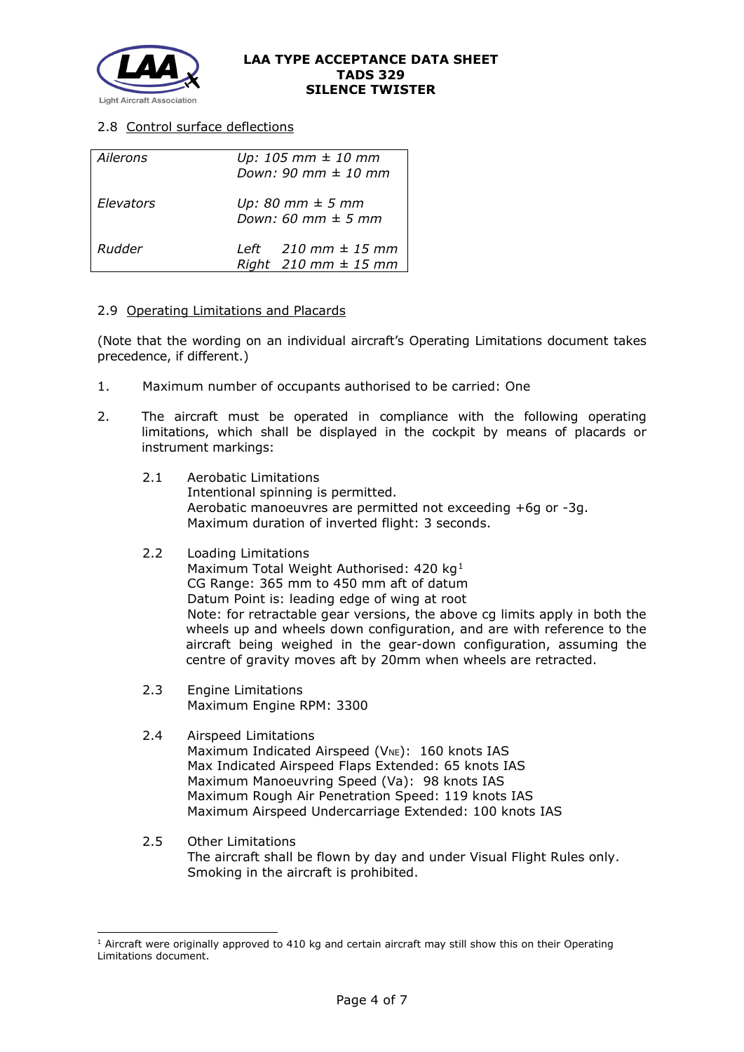### 2.8 Control surface deflections

| | |
|---|---|
| *Ailerons* | *Up: 105 mm ± 10 mm*<br>*Down: 90 mm ± 10 mm* |
| *Elevators* | *Up: 80 mm ± 5 mm*<br>*Down: 60 mm ± 5 mm* |
| *Rudder* | *Left 210 mm ± 15 mm*<br>*Right 210 mm ± 15 mm* |

### 2.9 Operating Limitations and Placards

(Note that the wording on an individual aircraft's Operating Limitations document takes precedence, if different.)

1. Maximum number of occupants authorised to be carried: One

2. The aircraft must be operated in compliance with the following operating limitations, which shall be displayed in the cockpit by means of placards or instrument markings:

   2.1 Aerobatic Limitations
   Intentional spinning is permitted.
   Aerobatic manoeuvres are permitted not exceeding +6g or -3g.
   Maximum duration of inverted flight: 3 seconds.

   2.2 Loading Limitations
   Maximum Total Weight Authorised: 420 kg[1]
   CG Range: 365 mm to 450 mm aft of datum
   Datum Point is: leading edge of wing at root
   Note: for retractable gear versions, the above cg limits apply in both the wheels up and wheels down configuration, and are with reference to the aircraft being weighed in the gear-down configuration, assuming the centre of gravity moves aft by 20mm when wheels are retracted.

   2.3 Engine Limitations
   Maximum Engine RPM: 3300

   2.4 Airspeed Limitations
   Maximum Indicated Airspeed ($V_{NE}$): 160 knots IAS
   Max Indicated Airspeed Flaps Extended: 65 knots IAS
   Maximum Manoeuvring Speed (Va): 98 knots IAS
   Maximum Rough Air Penetration Speed: 119 knots IAS
   Maximum Airspeed Undercarriage Extended: 100 knots IAS

   2.5 Other Limitations
   The aircraft shall be flown by day and under Visual Flight Rules only.
   Smoking in the aircraft is prohibited.

---

[1] Aircraft were originally approved to 410 kg and certain aircraft may still show this on their Operating Limitations document.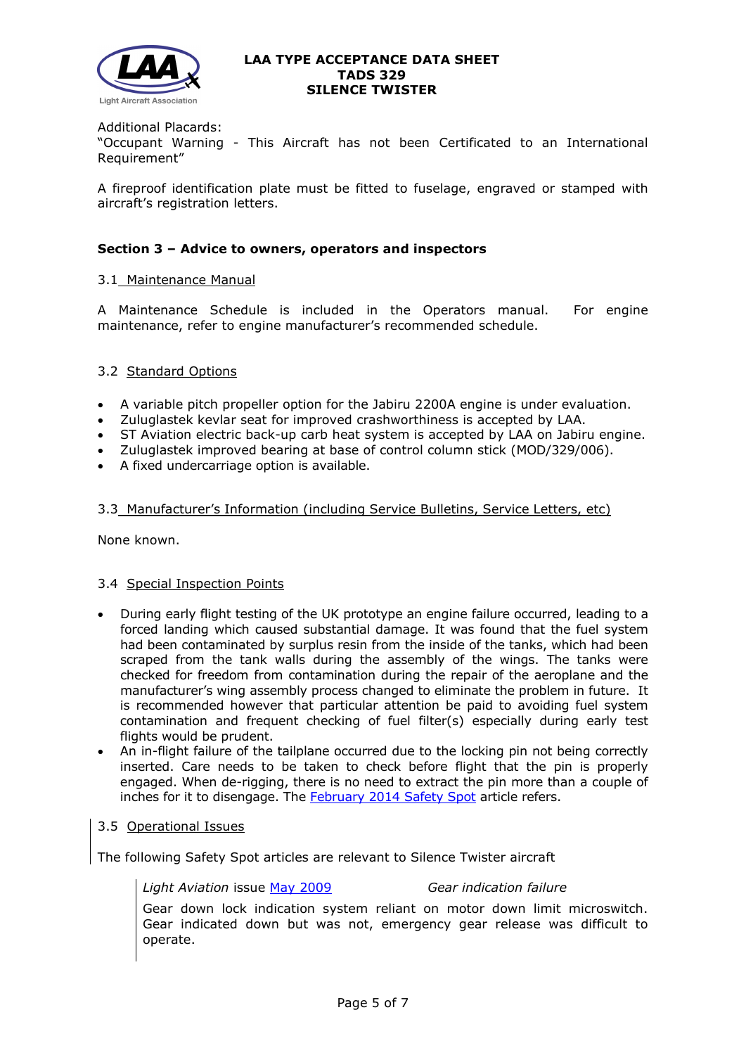Additional Placards:
"Occupant Warning - This Aircraft has not been Certificated to an International Requirement"

A fireproof identification plate must be fitted to fuselage, engraved or stamped with aircraft's registration letters.

### Section 3 – Advice to owners, operators and inspectors

#### 3.1 Maintenance Manual

A Maintenance Schedule is included in the Operators manual. For engine maintenance, refer to engine manufacturer's recommended schedule.

#### 3.2 Standard Options

- A variable pitch propeller option for the Jabiru 2200A engine is under evaluation.
- Zuluglastek kevlar seat for improved crashworthiness is accepted by LAA.
- ST Aviation electric back-up carb heat system is accepted by LAA on Jabiru engine.
- Zuluglastek improved bearing at base of control column stick (MOD/329/006).
- A fixed undercarriage option is available.

#### 3.3 Manufacturer's Information (including Service Bulletins, Service Letters, etc)

None known.

#### 3.4 Special Inspection Points

- During early flight testing of the UK prototype an engine failure occurred, leading to a forced landing which caused substantial damage. It was found that the fuel system had been contaminated by surplus resin from the inside of the tanks, which had been scraped from the tank walls during the assembly of the wings. The tanks were checked for freedom from contamination during the repair of the aeroplane and the manufacturer's wing assembly process changed to eliminate the problem in future. It is recommended however that particular attention be paid to avoiding fuel system contamination and frequent checking of fuel filter(s) especially during early test flights would be prudent.
- An in-flight failure of the tailplane occurred due to the locking pin not being correctly inserted. Care needs to be taken to check before flight that the pin is properly engaged. When de-rigging, there is no need to extract the pin more than a couple of inches for it to disengage. The February 2014 Safety Spot article refers.

#### 3.5 Operational Issues

The following Safety Spot articles are relevant to Silence Twister aircraft

*Light Aviation* issue May 2009 — *Gear indication failure*

Gear down lock indication system reliant on motor down limit microswitch. Gear indicated down but was not, emergency gear release was difficult to operate.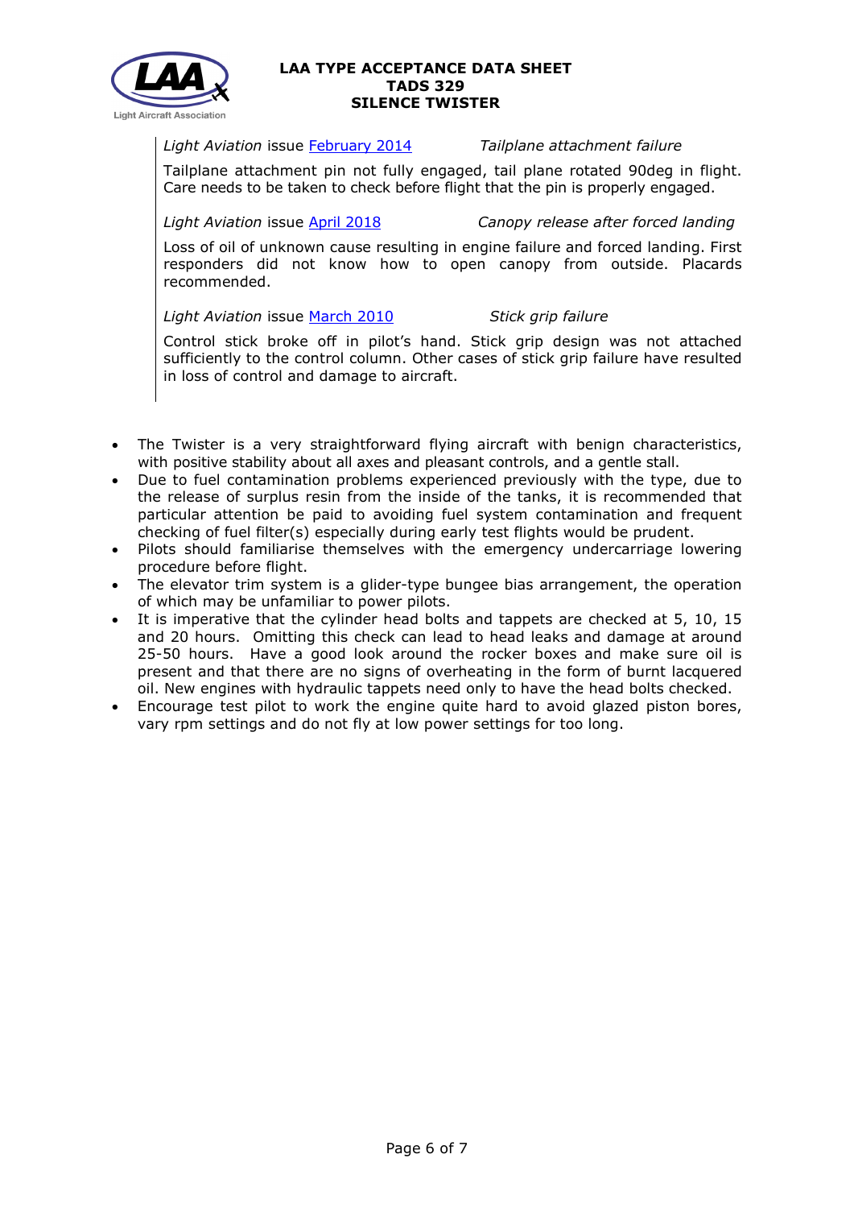*Light Aviation* issue [February 2014](#) *Tailplane attachment failure*

Tailplane attachment pin not fully engaged, tail plane rotated 90deg in flight. Care needs to be taken to check before flight that the pin is properly engaged.

*Light Aviation* issue [April 2018](#) *Canopy release after forced landing*

Loss of oil of unknown cause resulting in engine failure and forced landing. First responders did not know how to open canopy from outside. Placards recommended.

*Light Aviation* issue [March 2010](#) *Stick grip failure*

Control stick broke off in pilot's hand. Stick grip design was not attached sufficiently to the control column. Other cases of stick grip failure have resulted in loss of control and damage to aircraft.

- The Twister is a very straightforward flying aircraft with benign characteristics, with positive stability about all axes and pleasant controls, and a gentle stall.
- Due to fuel contamination problems experienced previously with the type, due to the release of surplus resin from the inside of the tanks, it is recommended that particular attention be paid to avoiding fuel system contamination and frequent checking of fuel filter(s) especially during early test flights would be prudent.
- Pilots should familiarise themselves with the emergency undercarriage lowering procedure before flight.
- The elevator trim system is a glider-type bungee bias arrangement, the operation of which may be unfamiliar to power pilots.
- It is imperative that the cylinder head bolts and tappets are checked at 5, 10, 15 and 20 hours. Omitting this check can lead to head leaks and damage at around 25-50 hours. Have a good look around the rocker boxes and make sure oil is present and that there are no signs of overheating in the form of burnt lacquered oil. New engines with hydraulic tappets need only to have the head bolts checked.
- Encourage test pilot to work the engine quite hard to avoid glazed piston bores, vary rpm settings and do not fly at low power settings for too long.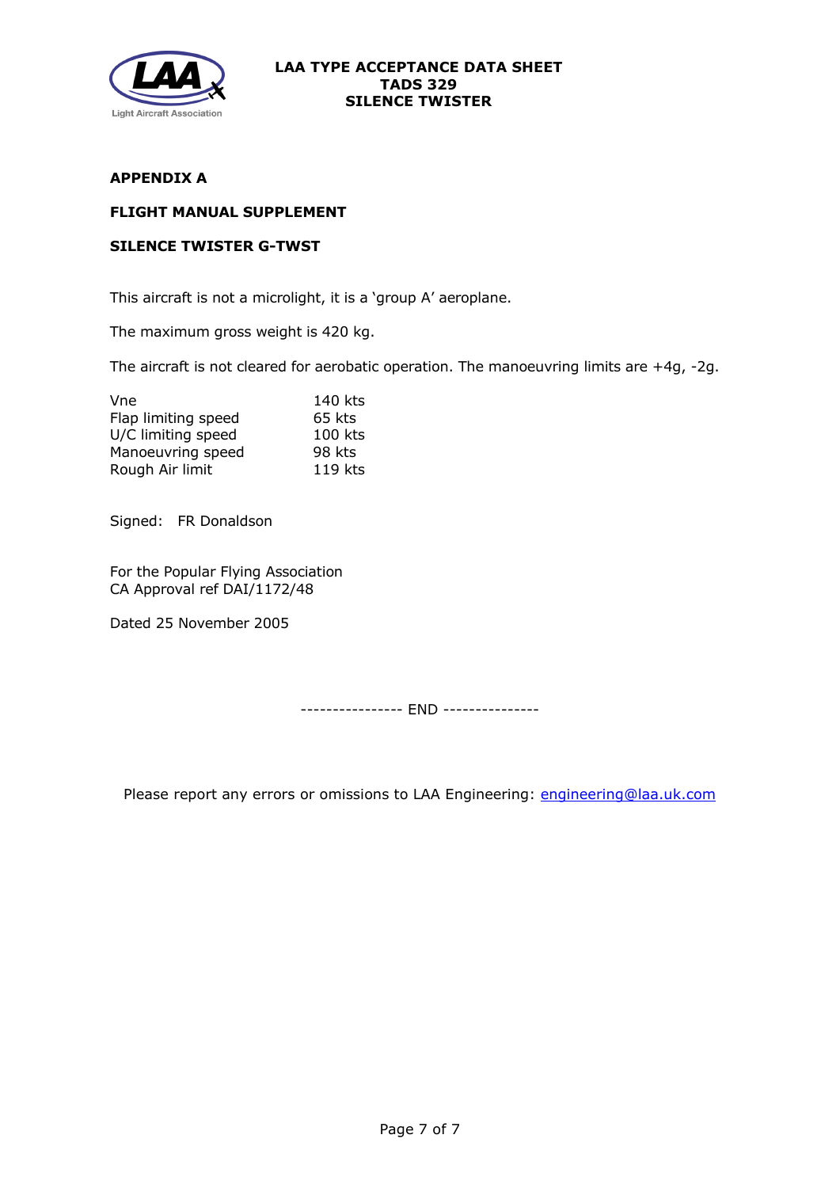**APPENDIX A**

**FLIGHT MANUAL SUPPLEMENT**

**SILENCE TWISTER G-TWST**

This aircraft is not a microlight, it is a 'group A' aeroplane.

The maximum gross weight is 420 kg.

The aircraft is not cleared for aerobatic operation. The manoeuvring limits are +4g, -2g.

| | |
|---|---|
| Vne | 140 kts |
| Flap limiting speed | 65 kts |
| U/C limiting speed | 100 kts |
| Manoeuvring speed | 98 kts |
| Rough Air limit | 119 kts |

Signed: FR Donaldson

For the Popular Flying Association
CA Approval ref DAI/1172/48

Dated 25 November 2005

---------------- END ---------------

Please report any errors or omissions to LAA Engineering: engineering@laa.uk.com